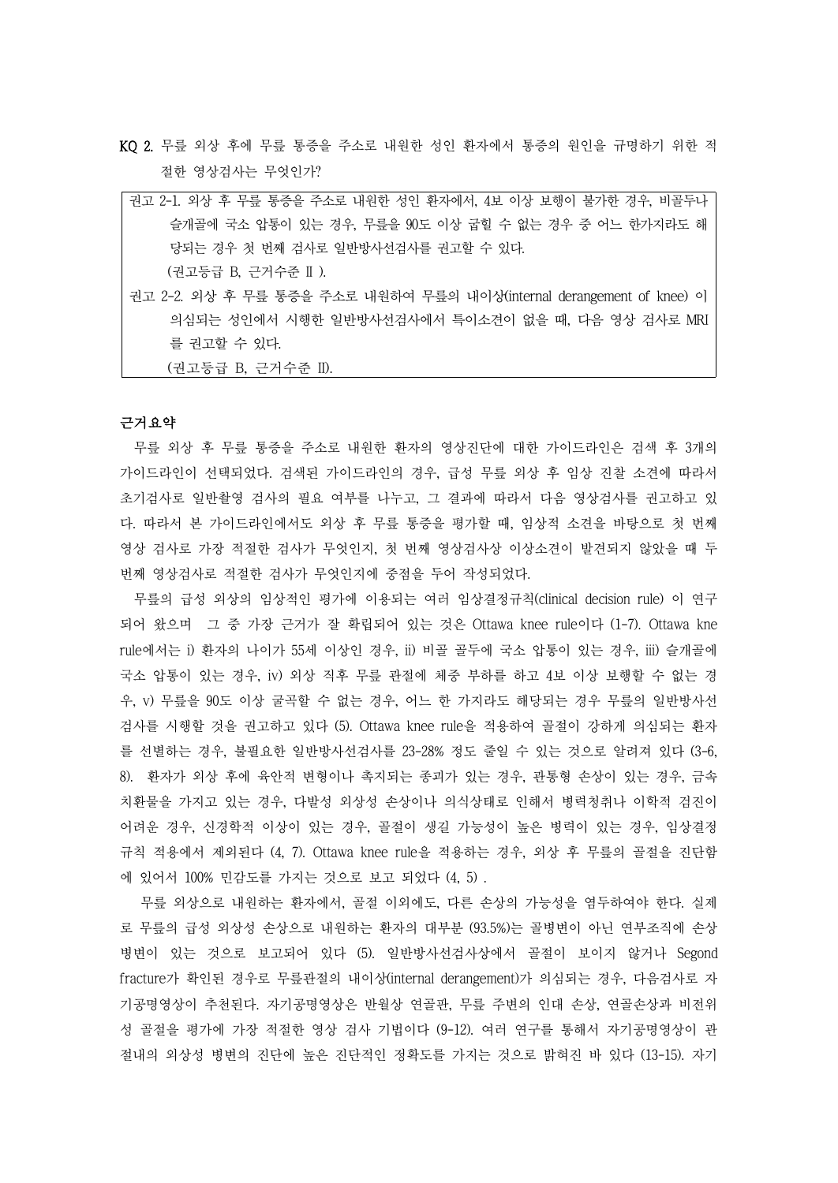**KQ 2.** 무릎 외상 후에 무릎 통증을 주소로 내원한 성인 환자에서 통증의 원인을 규명하기 위한 적절한 영상검사는 무엇인가?

> 권고 2-1. 외상 후 무릎 통증을 주소로 내원한 성인 환자에서, 4보 이상 보행이 불가한 경우, 비골두나 슬개골에 국소 압통이 있는 경우, 무릎을 90도 이상 굽힐 수 없는 경우 중 어느 한가지라도 해당되는 경우 첫 번째 검사로 일반방사선검사를 권고할 수 있다.
> (권고등급 B, 근거수준 Ⅱ ).
>
> 권고 2-2. 외상 후 무릎 통증을 주소로 내원하여 무릎의 내이상(internal derangement of knee) 이 의심되는 성인에서 시행한 일반방사선검사에서 특이소견이 없을 때, 다음 영상 검사로 MRI 를 권고할 수 있다.
> (권고등급 B, 근거수준 Ⅱ).

**근거요약**

무릎 외상 후 무릎 통증을 주소로 내원한 환자의 영상진단에 대한 가이드라인은 검색 후 3개의 가이드라인이 선택되었다. 검색된 가이드라인의 경우, 급성 무릎 외상 후 임상 진찰 소견에 따라서 초기검사로 일반촬영 검사의 필요 여부를 나누고, 그 결과에 따라서 다음 영상검사를 권고하고 있다. 따라서 본 가이드라인에서도 외상 후 무릎 통증을 평가할 때, 임상적 소견을 바탕으로 첫 번째 영상 검사로 가장 적절한 검사가 무엇인지, 첫 번째 영상검사상 이상소견이 발견되지 않았을 때 두 번째 영상검사로 적절한 검사가 무엇인지에 중점을 두어 작성되었다.

무릎의 급성 외상의 임상적인 평가에 이용되는 여러 임상결정규칙(clinical decision rule) 이 연구되어 왔으며 그 중 가장 근거가 잘 확립되어 있는 것은 Ottawa knee rule이다 (1-7). Ottawa kne rule에서는 i) 환자의 나이가 55세 이상인 경우, ii) 비골 골두에 국소 압통이 있는 경우, iii) 슬개골에 국소 압통이 있는 경우, iv) 외상 직후 무릎 관절에 체중 부하를 하고 4보 이상 보행할 수 없는 경우, v) 무릎을 90도 이상 굴곡할 수 없는 경우, 어느 한 가지라도 해당되는 경우 무릎의 일반방사선검사를 시행할 것을 권고하고 있다 (5). Ottawa knee rule을 적용하여 골절이 강하게 의심되는 환자를 선별하는 경우, 불필요한 일반방사선검사를 23-28% 정도 줄일 수 있는 것으로 알려져 있다 (3-6, 8). 환자가 외상 후에 육안적 변형이나 촉지되는 종괴가 있는 경우, 관통형 손상이 있는 경우, 금속 치환물을 가지고 있는 경우, 다발성 외상성 손상이나 의식상태로 인해서 병력청취나 이학적 검진이 어려운 경우, 신경학적 이상이 있는 경우, 골절이 생길 가능성이 높은 병력이 있는 경우, 임상결정 규칙 적용에서 제외된다 (4, 7). Ottawa knee rule을 적용하는 경우, 외상 후 무릎의 골절을 진단함에 있어서 100% 민감도를 가지는 것으로 보고 되었다 (4, 5) .

무릎 외상으로 내원하는 환자에서, 골절 이외에도, 다른 손상의 가능성을 염두하여야 한다. 실제로 무릎의 급성 외상성 손상으로 내원하는 환자의 대부분 (93.5%)는 골병변이 아닌 연부조직에 손상 병변이 있는 것으로 보고되어 있다 (5). 일반방사선검사상에서 골절이 보이지 않거나 Segond fracture가 확인된 경우로 무릎관절의 내이상(internal derangement)가 의심되는 경우, 다음검사로 자기공명영상이 추천된다. 자기공명영상은 반월상 연골판, 무릎 주변의 인대 손상, 연골손상과 비전위성 골절을 평가에 가장 적절한 영상 검사 기법이다 (9-12). 여러 연구를 통해서 자기공명영상이 관절내의 외상성 병변의 진단에 높은 진단적인 정확도를 가지는 것으로 밝혀진 바 있다 (13-15). 자기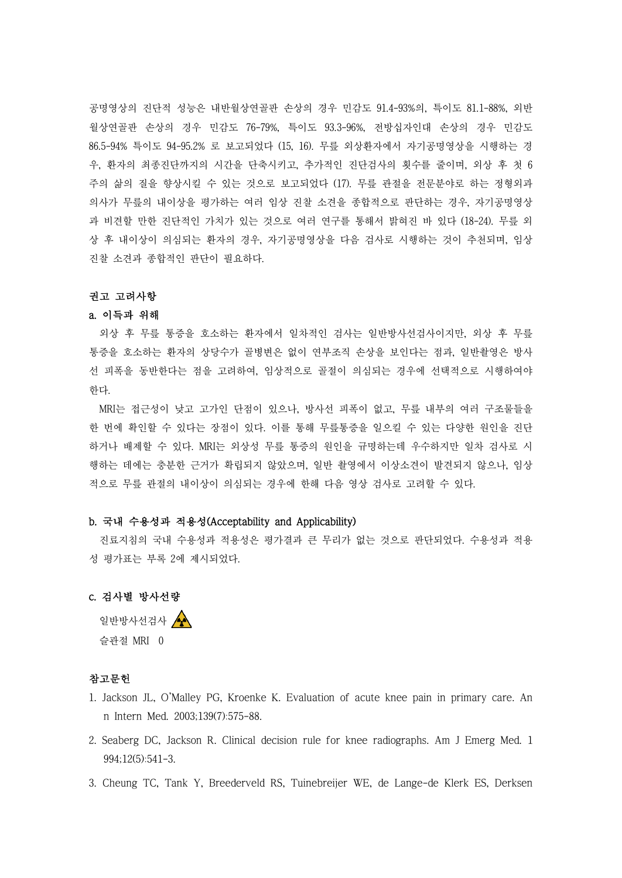공명영상의 진단적 성능은 내반월상연골판 손상의 경우 민감도 91.4-93%의, 특이도 81.1-88%, 외반월상연골판 손상의 경우 민감도 76-79%, 특이도 93.3-96%, 전방십자인대 손상의 경우 민감도 86.5-94% 특이도 94-95.2% 로 보고되었다 (15, 16). 무릎 외상환자에서 자기공명영상을 시행하는 경우, 환자의 최종진단까지의 시간을 단축시키고, 추가적인 진단검사의 횟수를 줄이며, 외상 후 첫 6주의 삶의 질을 향상시킬 수 있는 것으로 보고되었다 (17). 무릎 관절을 전문분야로 하는 정형외과 의사가 무릎의 내이상을 평가하는 여러 임상 진찰 소견을 종합적으로 판단하는 경우, 자기공명영상과 비견할 만한 진단적인 가치가 있는 것으로 여러 연구를 통해서 밝혀진 바 있다 (18-24). 무릎 외상 후 내이상이 의심되는 환자의 경우, 자기공명영상을 다음 검사로 시행하는 것이 추천되며, 임상 진찰 소견과 종합적인 판단이 필요하다.

### 권고 고려사항

#### a. 이득과 위해

외상 후 무릎 통증을 호소하는 환자에서 일차적인 검사는 일반방사선검사이지만, 외상 후 무릎 통증을 호소하는 환자의 상당수가 골병변은 없이 연부조직 손상을 보인다는 점과, 일반촬영은 방사선 피폭을 동반한다는 점을 고려하여, 임상적으로 골절이 의심되는 경우에 선택적으로 시행하여야 한다.

MRI는 접근성이 낮고 고가인 단점이 있으나, 방사선 피폭이 없고, 무릎 내부의 여러 구조물들을 한 번에 확인할 수 있다는 장점이 있다. 이를 통해 무릎통증을 일으킬 수 있는 다양한 원인을 진단하거나 배제할 수 있다. MRI는 외상성 무릎 통증의 원인을 규명하는데 우수하지만 일차 검사로 시행하는 데에는 충분한 근거가 확립되지 않았으며, 일반 촬영에서 이상소견이 발견되지 않으나, 임상적으로 무릎 관절의 내이상이 의심되는 경우에 한해 다음 영상 검사로 고려할 수 있다.

#### b. 국내 수용성과 적용성(Acceptability and Applicability)

진료지침의 국내 수용성과 적용성은 평가결과 큰 무리가 없는 것으로 판단되었다. 수용성과 적용성 평가표는 부록 2에 제시되었다.

#### c. 검사별 방사선량

일반방사선검사 ☢

슬관절 MRI 0

### 참고문헌

1. Jackson JL, O'Malley PG, Kroenke K. Evaluation of acute knee pain in primary care. Ann Intern Med. 2003;139(7):575-88.
2. Seaberg DC, Jackson R. Clinical decision rule for knee radiographs. Am J Emerg Med. 1994;12(5):541-3.
3. Cheung TC, Tank Y, Breederveld RS, Tuinebreijer WE, de Lange-de Klerk ES, Derksen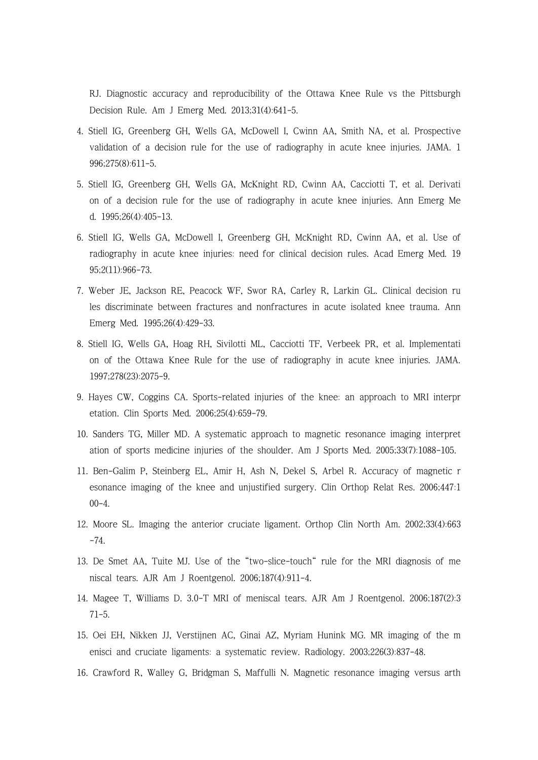RJ. Diagnostic accuracy and reproducibility of the Ottawa Knee Rule vs the Pittsburgh Decision Rule. Am J Emerg Med. 2013;31(4):641-5.

4. Stiell IG, Greenberg GH, Wells GA, McDowell I, Cwinn AA, Smith NA, et al. Prospective validation of a decision rule for the use of radiography in acute knee injuries. JAMA. 1996;275(8):611-5.
5. Stiell IG, Greenberg GH, Wells GA, McKnight RD, Cwinn AA, Cacciotti T, et al. Derivation of a decision rule for the use of radiography in acute knee injuries. Ann Emerg Med. 1995;26(4):405-13.
6. Stiell IG, Wells GA, McDowell I, Greenberg GH, McKnight RD, Cwinn AA, et al. Use of radiography in acute knee injuries: need for clinical decision rules. Acad Emerg Med. 1995;2(11):966-73.
7. Weber JE, Jackson RE, Peacock WF, Swor RA, Carley R, Larkin GL. Clinical decision rules discriminate between fractures and nonfractures in acute isolated knee trauma. Ann Emerg Med. 1995;26(4):429-33.
8. Stiell IG, Wells GA, Hoag RH, Sivilotti ML, Cacciotti TF, Verbeek PR, et al. Implementation of the Ottawa Knee Rule for the use of radiography in acute knee injuries. JAMA. 1997;278(23):2075-9.
9. Hayes CW, Coggins CA. Sports-related injuries of the knee: an approach to MRI interpretation. Clin Sports Med. 2006;25(4):659-79.
10. Sanders TG, Miller MD. A systematic approach to magnetic resonance imaging interpretation of sports medicine injuries of the shoulder. Am J Sports Med. 2005;33(7):1088-105.
11. Ben-Galim P, Steinberg EL, Amir H, Ash N, Dekel S, Arbel R. Accuracy of magnetic resonance imaging of the knee and unjustified surgery. Clin Orthop Relat Res. 2006;447:100-4.
12. Moore SL. Imaging the anterior cruciate ligament. Orthop Clin North Am. 2002;33(4):663-74.
13. De Smet AA, Tuite MJ. Use of the "two-slice-touch" rule for the MRI diagnosis of meniscal tears. AJR Am J Roentgenol. 2006;187(4):911-4.
14. Magee T, Williams D. 3.0-T MRI of meniscal tears. AJR Am J Roentgenol. 2006;187(2):371-5.
15. Oei EH, Nikken JJ, Verstijnen AC, Ginai AZ, Myriam Hunink MG. MR imaging of the menisci and cruciate ligaments: a systematic review. Radiology. 2003;226(3):837-48.
16. Crawford R, Walley G, Bridgman S, Maffulli N. Magnetic resonance imaging versus arth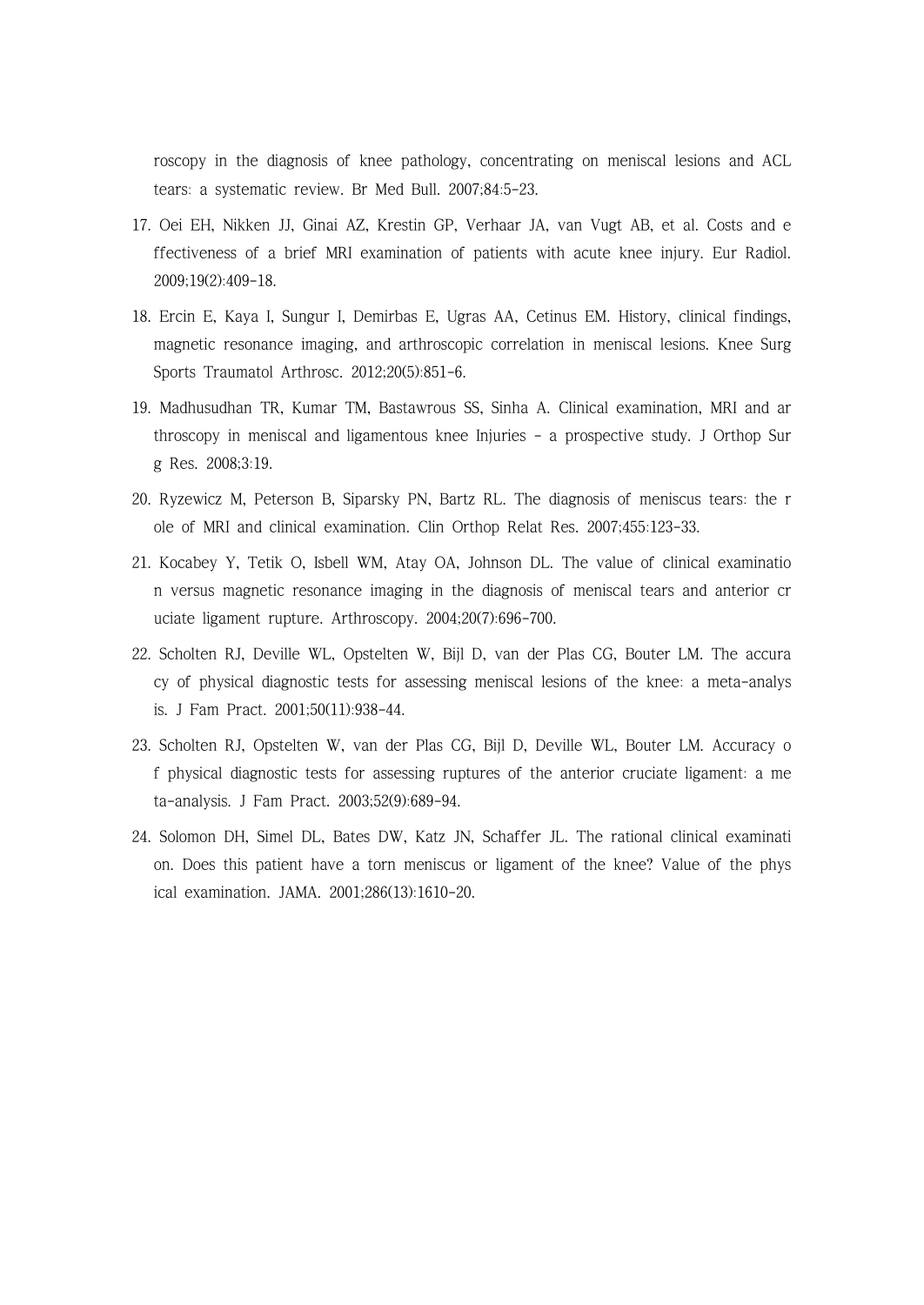roscopy in the diagnosis of knee pathology, concentrating on meniscal lesions and ACL tears: a systematic review. Br Med Bull. 2007;84:5-23.

17. Oei EH, Nikken JJ, Ginai AZ, Krestin GP, Verhaar JA, van Vugt AB, et al. Costs and effectiveness of a brief MRI examination of patients with acute knee injury. Eur Radiol. 2009;19(2):409-18.
18. Ercin E, Kaya I, Sungur I, Demirbas E, Ugras AA, Cetinus EM. History, clinical findings, magnetic resonance imaging, and arthroscopic correlation in meniscal lesions. Knee Surg Sports Traumatol Arthrosc. 2012;20(5):851-6.
19. Madhusudhan TR, Kumar TM, Bastawrous SS, Sinha A. Clinical examination, MRI and arthroscopy in meniscal and ligamentous knee Injuries - a prospective study. J Orthop Surg Res. 2008;3:19.
20. Ryzewicz M, Peterson B, Siparsky PN, Bartz RL. The diagnosis of meniscus tears: the role of MRI and clinical examination. Clin Orthop Relat Res. 2007;455:123-33.
21. Kocabey Y, Tetik O, Isbell WM, Atay OA, Johnson DL. The value of clinical examination versus magnetic resonance imaging in the diagnosis of meniscal tears and anterior cruciate ligament rupture. Arthroscopy. 2004;20(7):696-700.
22. Scholten RJ, Deville WL, Opstelten W, Bijl D, van der Plas CG, Bouter LM. The accuracy of physical diagnostic tests for assessing meniscal lesions of the knee: a meta-analysis. J Fam Pract. 2001;50(11):938-44.
23. Scholten RJ, Opstelten W, van der Plas CG, Bijl D, Deville WL, Bouter LM. Accuracy of physical diagnostic tests for assessing ruptures of the anterior cruciate ligament: a meta-analysis. J Fam Pract. 2003;52(9):689-94.
24. Solomon DH, Simel DL, Bates DW, Katz JN, Schaffer JL. The rational clinical examination. Does this patient have a torn meniscus or ligament of the knee? Value of the physical examination. JAMA. 2001;286(13):1610-20.